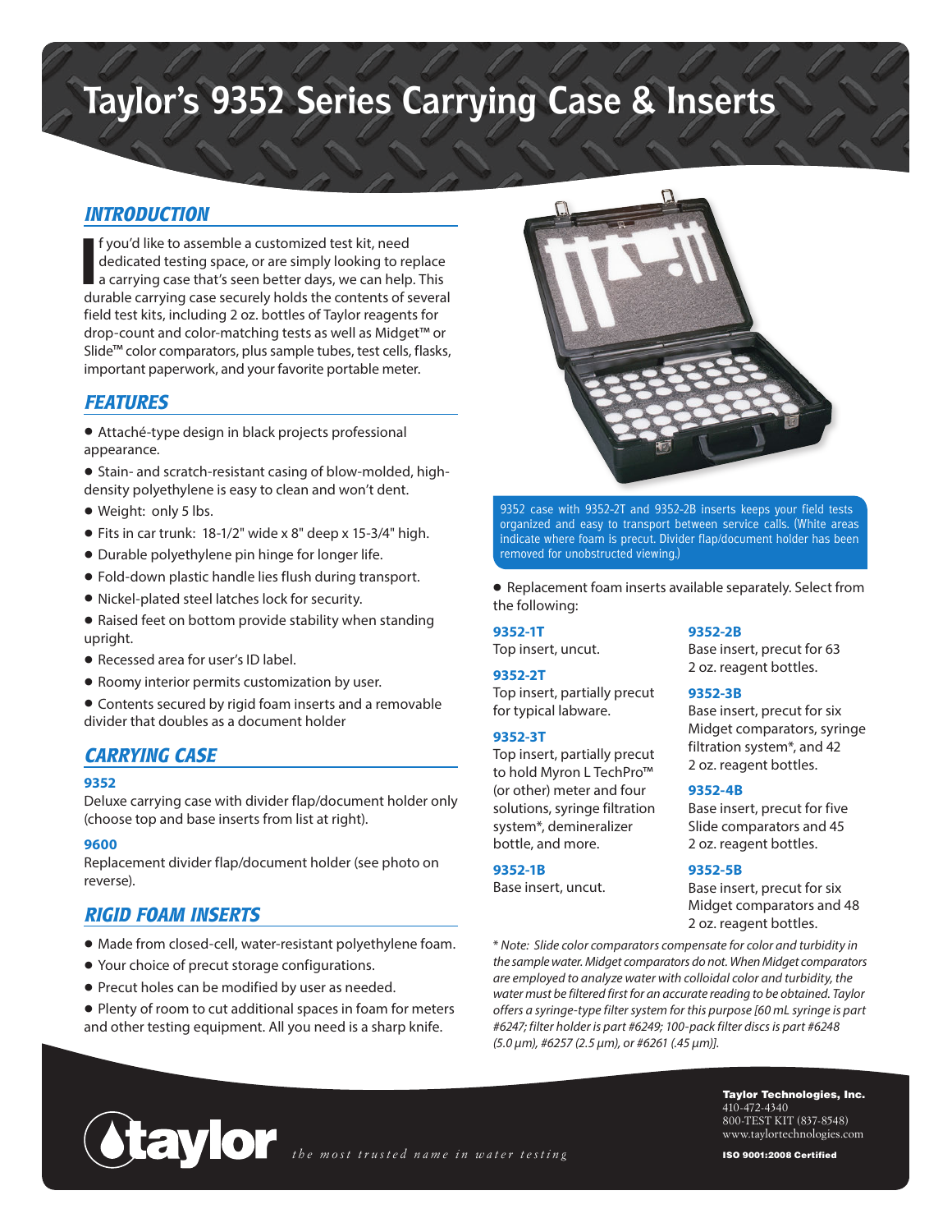# Taylor's 9352 Series Carrying Case & Inserts

## INTRODUCTION

If you'd like to assemble a customized test kit, need dedicated testing space, or are simply looking to replace a carrying case that's seen better days, we can help. This durable carrying case securely holds the contents of several field test kits, including 2 oz. bottles of Taylor reagents for drop-count and color-matching tests as well as Midget™ or Slide™ color comparators, plus sample tubes, test cells, flasks, important paperwork, and your favorite portable meter.

## FEATURES

- Attaché-type design in black projects professional appearance.
- Stain- and scratch-resistant casing of blow-molded, high-density polyethylene is easy to clean and won't dent.
- Weight: only 5 lbs.
- Fits in car trunk: 18-1/2" wide x 8" deep x 15-3/4" high.
- Durable polyethylene pin hinge for longer life.
- Fold-down plastic handle lies flush during transport.
- Nickel-plated steel latches lock for security.
- Raised feet on bottom provide stability when standing upright.
- Recessed area for user's ID label.
- Roomy interior permits customization by user.
- Contents secured by rigid foam inserts and a removable divider that doubles as a document holder

## CARRYING CASE

**9352**
Deluxe carrying case with divider flap/document holder only (choose top and base inserts from list at right).

**9600**
Replacement divider flap/document holder (see photo on reverse).

## RIGID FOAM INSERTS

- Made from closed-cell, water-resistant polyethylene foam.
- Your choice of precut storage configurations.
- Precut holes can be modified by user as needed.
- Plenty of room to cut additional spaces in foam for meters and other testing equipment. All you need is a sharp knife.

9352 case with 9352-2T and 9352-2B inserts keeps your field tests organized and easy to transport between service calls. (White areas indicate where foam is precut. Divider flap/document holder has been removed for unobstructed viewing.)

- Replacement foam inserts available separately. Select from the following:

**9352-1T**
Top insert, uncut.

**9352-2T**
Top insert, partially precut for typical labware.

**9352-3T**
Top insert, partially precut to hold Myron L TechPro™ (or other) meter and four solutions, syringe filtration system*, demineralizer bottle, and more.

**9352-1B**
Base insert, uncut.

**9352-2B**
Base insert, precut for 63 2 oz. reagent bottles.

**9352-3B**
Base insert, precut for six Midget comparators, syringe filtration system*, and 42 2 oz. reagent bottles.

**9352-4B**
Base insert, precut for five Slide comparators and 45 2 oz. reagent bottles.

**9352-5B**
Base insert, precut for six Midget comparators and 48 2 oz. reagent bottles.

*\* Note: Slide color comparators compensate for color and turbidity in the sample water. Midget comparators do not. When Midget comparators are employed to analyze water with colloidal color and turbidity, the water must be filtered first for an accurate reading to be obtained. Taylor offers a syringe-type filter system for this purpose [60 mL syringe is part #6247; filter holder is part #6249; 100-pack filter discs is part #6248 (5.0 µm), #6257 (2.5 µm), or #6261 (.45 µm)].*

taylor — *the most trusted name in water testing*

**Taylor Technologies, Inc.**
410-472-4340
800-TEST KIT (837-8548)
www.taylortechnologies.com

**ISO 9001:2008 Certified**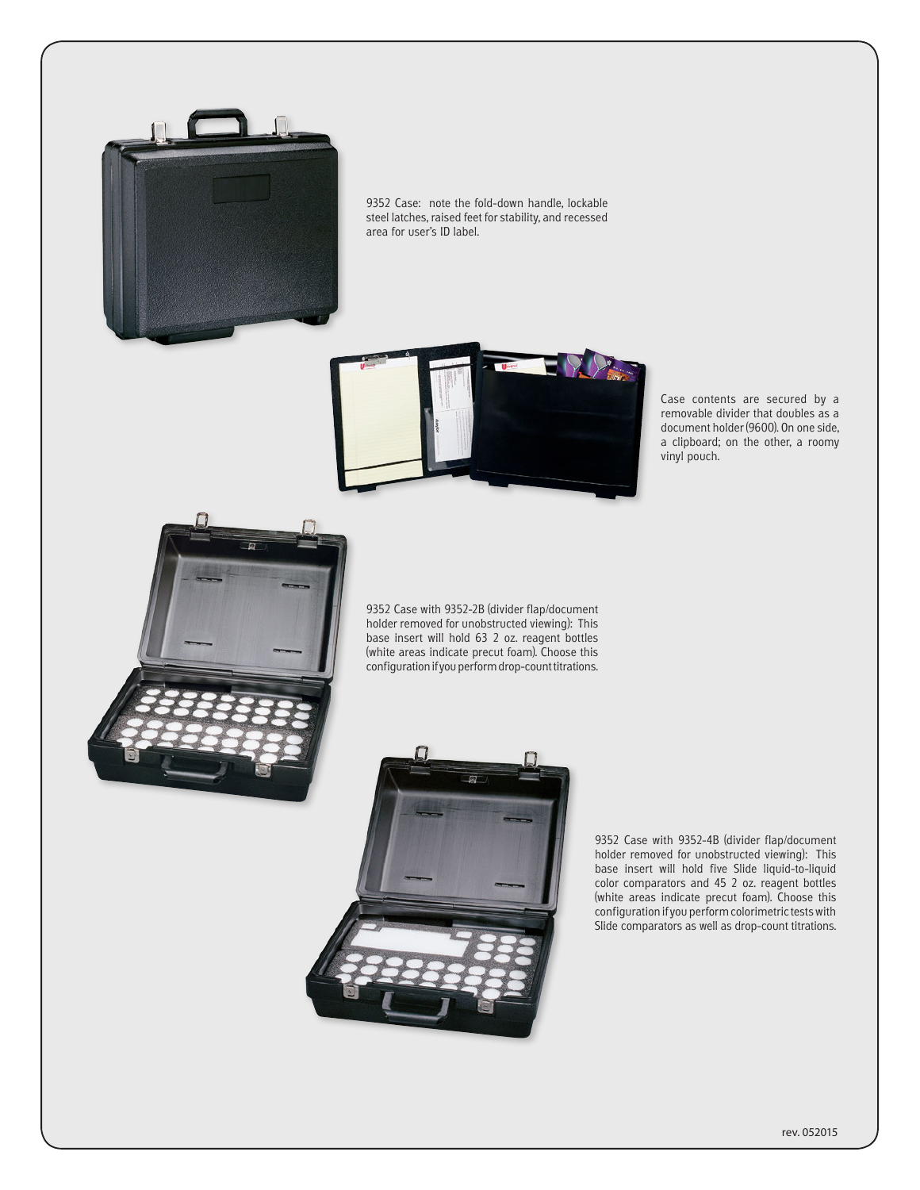9352 Case: note the fold-down handle, lockable steel latches, raised feet for stability, and recessed area for user's ID label.

Case contents are secured by a removable divider that doubles as a document holder (9600). On one side, a clipboard; on the other, a roomy vinyl pouch.

9352 Case with 9352-2B (divider flap/document holder removed for unobstructed viewing): This base insert will hold 63 2 oz. reagent bottles (white areas indicate precut foam). Choose this configuration if you perform drop-count titrations.

9352 Case with 9352-4B (divider flap/document holder removed for unobstructed viewing): This base insert will hold five Slide liquid-to-liquid color comparators and 45 2 oz. reagent bottles (white areas indicate precut foam). Choose this configuration if you perform colorimetric tests with Slide comparators as well as drop-count titrations.

rev. 052015